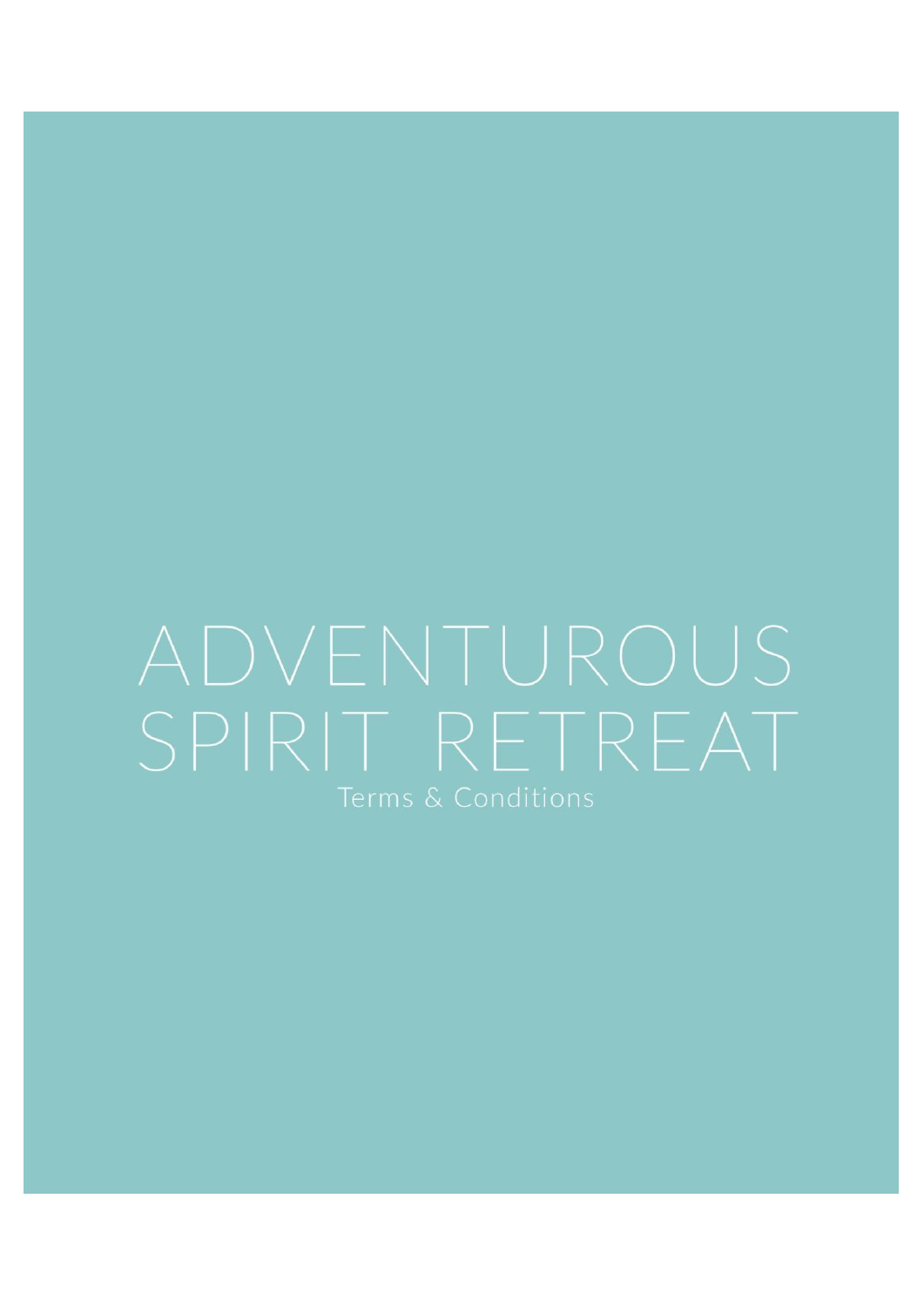# ADVENTUROUS SPIRIT RETREAT

Terms & Conditions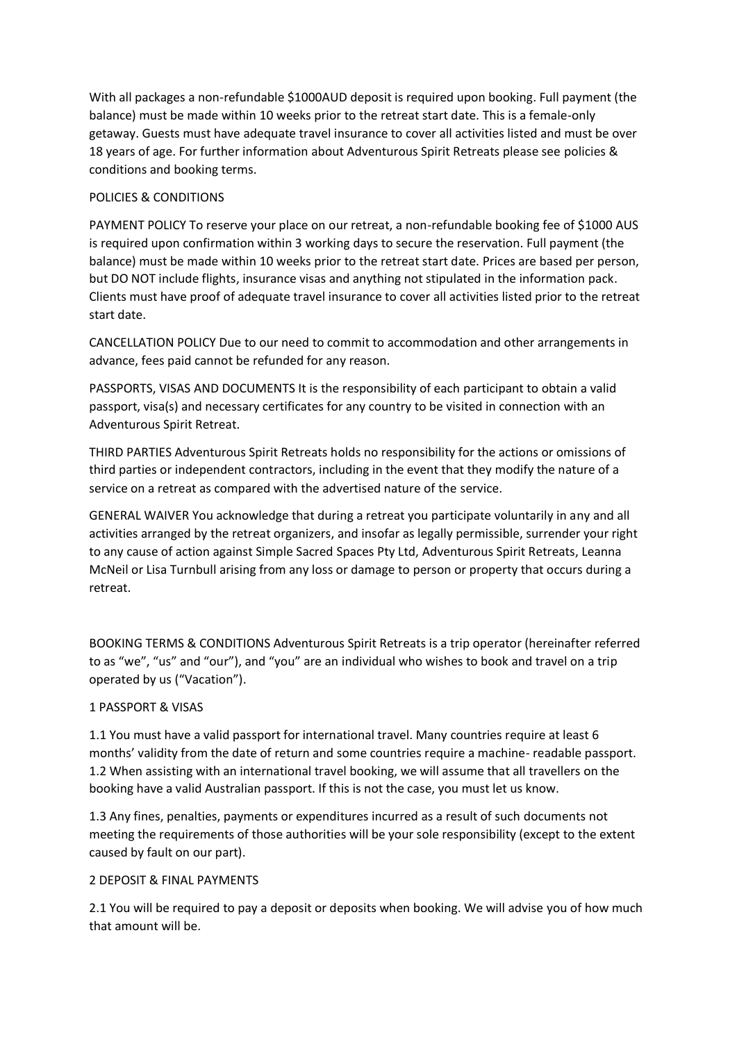With all packages a non-refundable $1000AUD deposit is required upon booking. Full payment (the balance) must be made within 10 weeks prior to the retreat start date. This is a female-only getaway. Guests must have adequate travel insurance to cover all activities listed and must be over 18 years of age. For further information about Adventurous Spirit Retreats please see policies & conditions and booking terms.

## POLICIES & CONDITIONS

PAYMENT POLICY To reserve your place on our retreat, a non-refundable booking fee of $1000 AUS is required upon confirmation within 3 working days to secure the reservation. Full payment (the balance) must be made within 10 weeks prior to the retreat start date. Prices are based per person, but DO NOT include flights, insurance visas and anything not stipulated in the information pack. Clients must have proof of adequate travel insurance to cover all activities listed prior to the retreat start date.

CANCELLATION POLICY Due to our need to commit to accommodation and other arrangements in advance, fees paid cannot be refunded for any reason.

PASSPORTS, VISAS AND DOCUMENTS It is the responsibility of each participant to obtain a valid passport, visa(s) and necessary certificates for any country to be visited in connection with an Adventurous Spirit Retreat.

THIRD PARTIES Adventurous Spirit Retreats holds no responsibility for the actions or omissions of third parties or independent contractors, including in the event that they modify the nature of a service on a retreat as compared with the advertised nature of the service.

GENERAL WAIVER You acknowledge that during a retreat you participate voluntarily in any and all activities arranged by the retreat organizers, and insofar as legally permissible, surrender your right to any cause of action against Simple Sacred Spaces Pty Ltd, Adventurous Spirit Retreats, Leanna McNeil or Lisa Turnbull arising from any loss or damage to person or property that occurs during a retreat.

BOOKING TERMS & CONDITIONS Adventurous Spirit Retreats is a trip operator (hereinafter referred to as "we", "us" and "our"), and "you" are an individual who wishes to book and travel on a trip operated by us ("Vacation").

### 1 PASSPORT & VISAS

1.1 You must have a valid passport for international travel. Many countries require at least 6 months' validity from the date of return and some countries require a machine- readable passport. 1.2 When assisting with an international travel booking, we will assume that all travellers on the booking have a valid Australian passport. If this is not the case, you must let us know.

1.3 Any fines, penalties, payments or expenditures incurred as a result of such documents not meeting the requirements of those authorities will be your sole responsibility (except to the extent caused by fault on our part).

### 2 DEPOSIT & FINAL PAYMENTS

2.1 You will be required to pay a deposit or deposits when booking. We will advise you of how much that amount will be.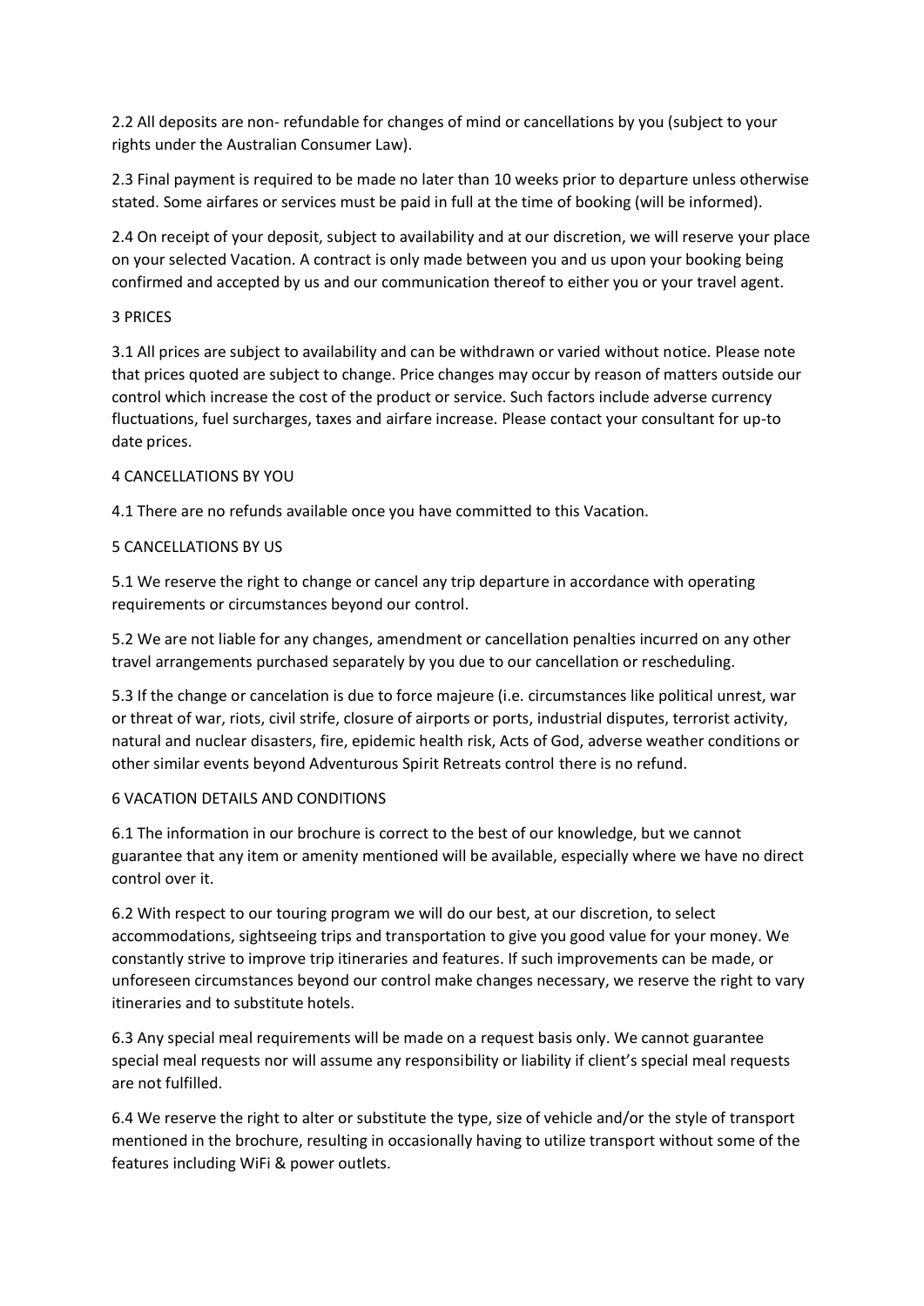2.2 All deposits are non- refundable for changes of mind or cancellations by you (subject to your rights under the Australian Consumer Law).

2.3 Final payment is required to be made no later than 10 weeks prior to departure unless otherwise stated. Some airfares or services must be paid in full at the time of booking (will be informed).

2.4 On receipt of your deposit, subject to availability and at our discretion, we will reserve your place on your selected Vacation. A contract is only made between you and us upon your booking being confirmed and accepted by us and our communication thereof to either you or your travel agent.

## 3 PRICES

3.1 All prices are subject to availability and can be withdrawn or varied without notice. Please note that prices quoted are subject to change. Price changes may occur by reason of matters outside our control which increase the cost of the product or service. Such factors include adverse currency fluctuations, fuel surcharges, taxes and airfare increase. Please contact your consultant for up-to date prices.

## 4 CANCELLATIONS BY YOU

4.1 There are no refunds available once you have committed to this Vacation.

## 5 CANCELLATIONS BY US

5.1 We reserve the right to change or cancel any trip departure in accordance with operating requirements or circumstances beyond our control.

5.2 We are not liable for any changes, amendment or cancellation penalties incurred on any other travel arrangements purchased separately by you due to our cancellation or rescheduling.

5.3 If the change or cancelation is due to force majeure (i.e. circumstances like political unrest, war or threat of war, riots, civil strife, closure of airports or ports, industrial disputes, terrorist activity, natural and nuclear disasters, fire, epidemic health risk, Acts of God, adverse weather conditions or other similar events beyond Adventurous Spirit Retreats control there is no refund.

## 6 VACATION DETAILS AND CONDITIONS

6.1 The information in our brochure is correct to the best of our knowledge, but we cannot guarantee that any item or amenity mentioned will be available, especially where we have no direct control over it.

6.2 With respect to our touring program we will do our best, at our discretion, to select accommodations, sightseeing trips and transportation to give you good value for your money. We constantly strive to improve trip itineraries and features. If such improvements can be made, or unforeseen circumstances beyond our control make changes necessary, we reserve the right to vary itineraries and to substitute hotels.

6.3 Any special meal requirements will be made on a request basis only. We cannot guarantee special meal requests nor will assume any responsibility or liability if client's special meal requests are not fulfilled.

6.4 We reserve the right to alter or substitute the type, size of vehicle and/or the style of transport mentioned in the brochure, resulting in occasionally having to utilize transport without some of the features including WiFi & power outlets.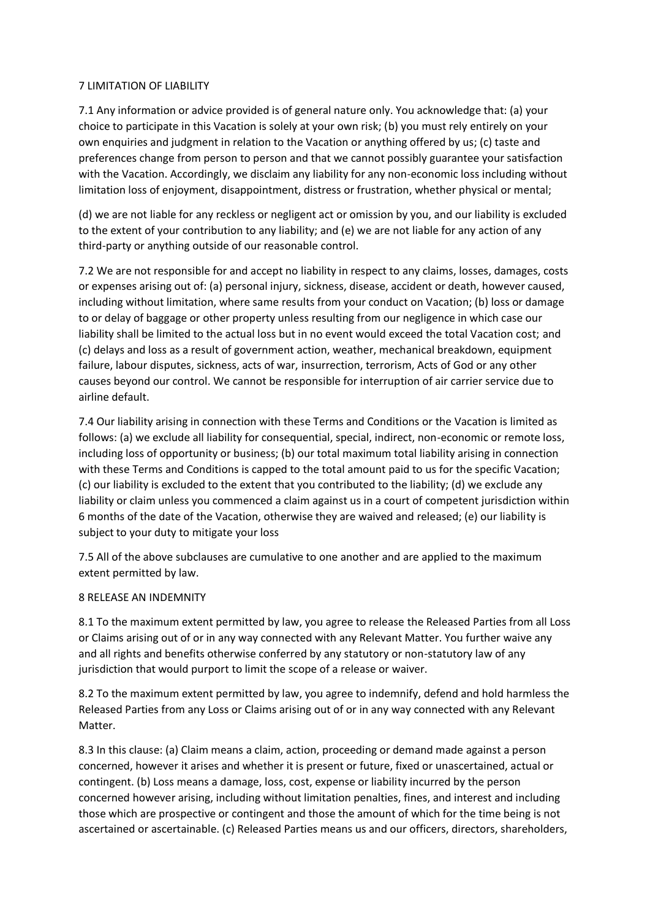## 7 LIMITATION OF LIABILITY

7.1 Any information or advice provided is of general nature only. You acknowledge that: (a) your choice to participate in this Vacation is solely at your own risk; (b) you must rely entirely on your own enquiries and judgment in relation to the Vacation or anything offered by us; (c) taste and preferences change from person to person and that we cannot possibly guarantee your satisfaction with the Vacation. Accordingly, we disclaim any liability for any non-economic loss including without limitation loss of enjoyment, disappointment, distress or frustration, whether physical or mental;

(d) we are not liable for any reckless or negligent act or omission by you, and our liability is excluded to the extent of your contribution to any liability; and (e) we are not liable for any action of any third-party or anything outside of our reasonable control.

7.2 We are not responsible for and accept no liability in respect to any claims, losses, damages, costs or expenses arising out of: (a) personal injury, sickness, disease, accident or death, however caused, including without limitation, where same results from your conduct on Vacation; (b) loss or damage to or delay of baggage or other property unless resulting from our negligence in which case our liability shall be limited to the actual loss but in no event would exceed the total Vacation cost; and (c) delays and loss as a result of government action, weather, mechanical breakdown, equipment failure, labour disputes, sickness, acts of war, insurrection, terrorism, Acts of God or any other causes beyond our control. We cannot be responsible for interruption of air carrier service due to airline default.

7.4 Our liability arising in connection with these Terms and Conditions or the Vacation is limited as follows: (a) we exclude all liability for consequential, special, indirect, non-economic or remote loss, including loss of opportunity or business; (b) our total maximum total liability arising in connection with these Terms and Conditions is capped to the total amount paid to us for the specific Vacation; (c) our liability is excluded to the extent that you contributed to the liability; (d) we exclude any liability or claim unless you commenced a claim against us in a court of competent jurisdiction within 6 months of the date of the Vacation, otherwise they are waived and released; (e) our liability is subject to your duty to mitigate your loss

7.5 All of the above subclauses are cumulative to one another and are applied to the maximum extent permitted by law.

## 8 RELEASE AN INDEMNITY

8.1 To the maximum extent permitted by law, you agree to release the Released Parties from all Loss or Claims arising out of or in any way connected with any Relevant Matter. You further waive any and all rights and benefits otherwise conferred by any statutory or non-statutory law of any jurisdiction that would purport to limit the scope of a release or waiver.

8.2 To the maximum extent permitted by law, you agree to indemnify, defend and hold harmless the Released Parties from any Loss or Claims arising out of or in any way connected with any Relevant Matter.

8.3 In this clause: (a) Claim means a claim, action, proceeding or demand made against a person concerned, however it arises and whether it is present or future, fixed or unascertained, actual or contingent. (b) Loss means a damage, loss, cost, expense or liability incurred by the person concerned however arising, including without limitation penalties, fines, and interest and including those which are prospective or contingent and those the amount of which for the time being is not ascertained or ascertainable. (c) Released Parties means us and our officers, directors, shareholders,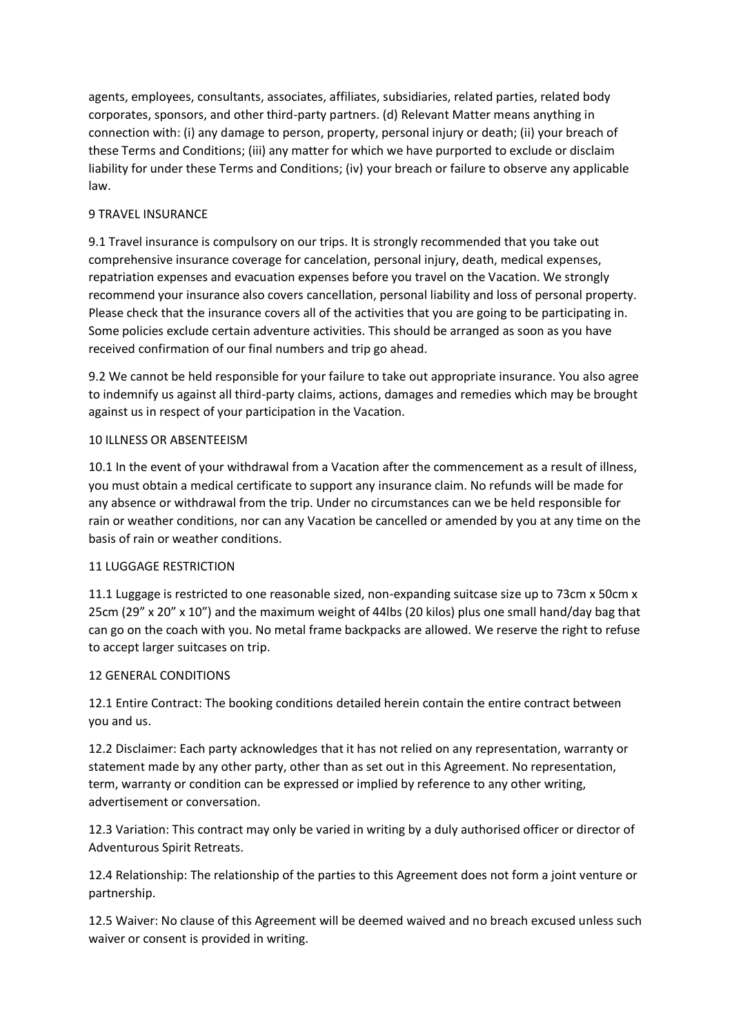agents, employees, consultants, associates, affiliates, subsidiaries, related parties, related body corporates, sponsors, and other third-party partners. (d) Relevant Matter means anything in connection with: (i) any damage to person, property, personal injury or death; (ii) your breach of these Terms and Conditions; (iii) any matter for which we have purported to exclude or disclaim liability for under these Terms and Conditions; (iv) your breach or failure to observe any applicable law.

## 9 TRAVEL INSURANCE

9.1 Travel insurance is compulsory on our trips. It is strongly recommended that you take out comprehensive insurance coverage for cancelation, personal injury, death, medical expenses, repatriation expenses and evacuation expenses before you travel on the Vacation. We strongly recommend your insurance also covers cancellation, personal liability and loss of personal property. Please check that the insurance covers all of the activities that you are going to be participating in. Some policies exclude certain adventure activities. This should be arranged as soon as you have received confirmation of our final numbers and trip go ahead.

9.2 We cannot be held responsible for your failure to take out appropriate insurance. You also agree to indemnify us against all third-party claims, actions, damages and remedies which may be brought against us in respect of your participation in the Vacation.

## 10 ILLNESS OR ABSENTEEISM

10.1 In the event of your withdrawal from a Vacation after the commencement as a result of illness, you must obtain a medical certificate to support any insurance claim. No refunds will be made for any absence or withdrawal from the trip. Under no circumstances can we be held responsible for rain or weather conditions, nor can any Vacation be cancelled or amended by you at any time on the basis of rain or weather conditions.

## 11 LUGGAGE RESTRICTION

11.1 Luggage is restricted to one reasonable sized, non-expanding suitcase size up to 73cm x 50cm x 25cm (29" x 20" x 10") and the maximum weight of 44lbs (20 kilos) plus one small hand/day bag that can go on the coach with you. No metal frame backpacks are allowed. We reserve the right to refuse to accept larger suitcases on trip.

## 12 GENERAL CONDITIONS

12.1 Entire Contract: The booking conditions detailed herein contain the entire contract between you and us.

12.2 Disclaimer: Each party acknowledges that it has not relied on any representation, warranty or statement made by any other party, other than as set out in this Agreement. No representation, term, warranty or condition can be expressed or implied by reference to any other writing, advertisement or conversation.

12.3 Variation: This contract may only be varied in writing by a duly authorised officer or director of Adventurous Spirit Retreats.

12.4 Relationship: The relationship of the parties to this Agreement does not form a joint venture or partnership.

12.5 Waiver: No clause of this Agreement will be deemed waived and no breach excused unless such waiver or consent is provided in writing.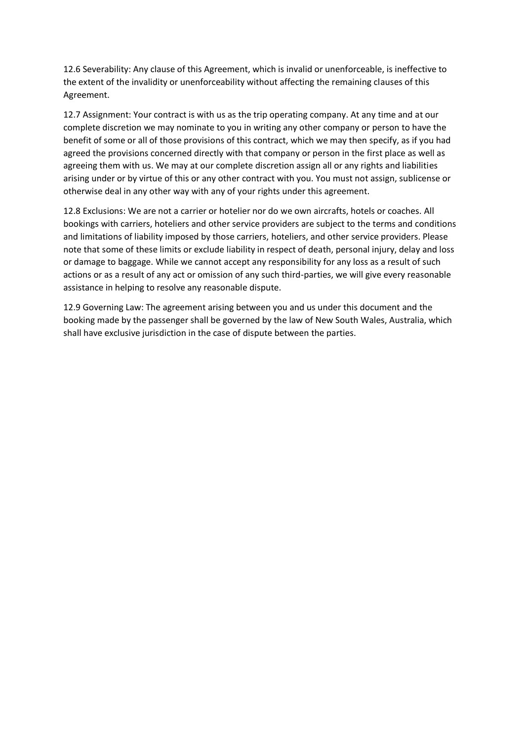12.6 Severability: Any clause of this Agreement, which is invalid or unenforceable, is ineffective to the extent of the invalidity or unenforceability without affecting the remaining clauses of this Agreement.

12.7 Assignment: Your contract is with us as the trip operating company. At any time and at our complete discretion we may nominate to you in writing any other company or person to have the benefit of some or all of those provisions of this contract, which we may then specify, as if you had agreed the provisions concerned directly with that company or person in the first place as well as agreeing them with us. We may at our complete discretion assign all or any rights and liabilities arising under or by virtue of this or any other contract with you. You must not assign, sublicense or otherwise deal in any other way with any of your rights under this agreement.

12.8 Exclusions: We are not a carrier or hotelier nor do we own aircrafts, hotels or coaches. All bookings with carriers, hoteliers and other service providers are subject to the terms and conditions and limitations of liability imposed by those carriers, hoteliers, and other service providers. Please note that some of these limits or exclude liability in respect of death, personal injury, delay and loss or damage to baggage. While we cannot accept any responsibility for any loss as a result of such actions or as a result of any act or omission of any such third-parties, we will give every reasonable assistance in helping to resolve any reasonable dispute.

12.9 Governing Law: The agreement arising between you and us under this document and the booking made by the passenger shall be governed by the law of New South Wales, Australia, which shall have exclusive jurisdiction in the case of dispute between the parties.